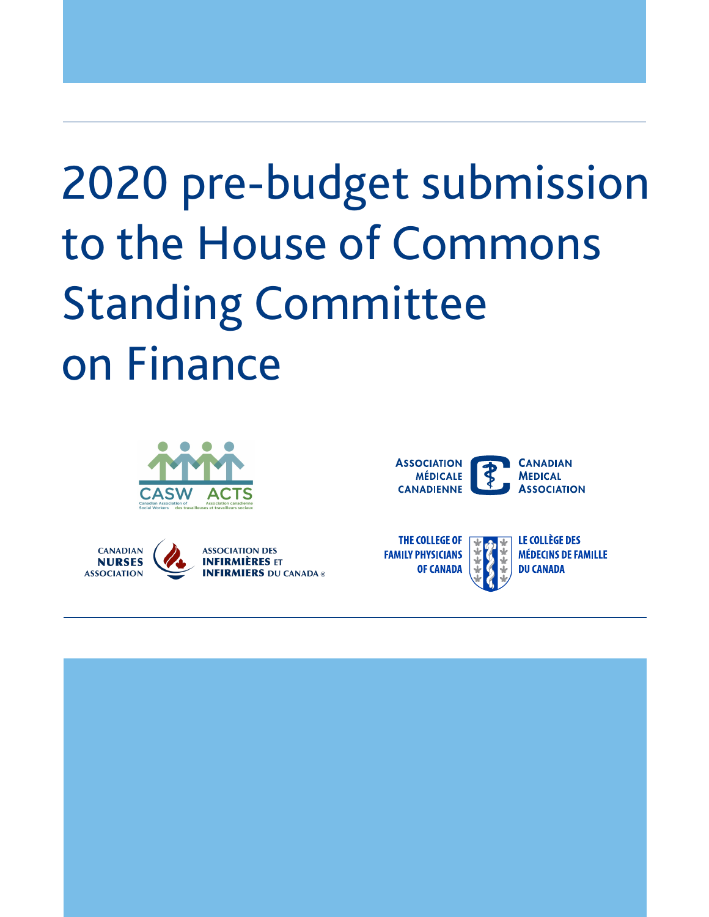# 2020 pre-budget submission to the House of Commons Standing Committee on Finance

CASW ACTS
Canadian Association of Social Workers
Association canadienne des travailleuses et travailleurs sociaux

Association médicale canadienne
Canadian Medical Association

Canadian Nurses Association
Association des infirmières et infirmiers du Canada®

The College of Family Physicians of Canada
Le Collège des médecins de famille du Canada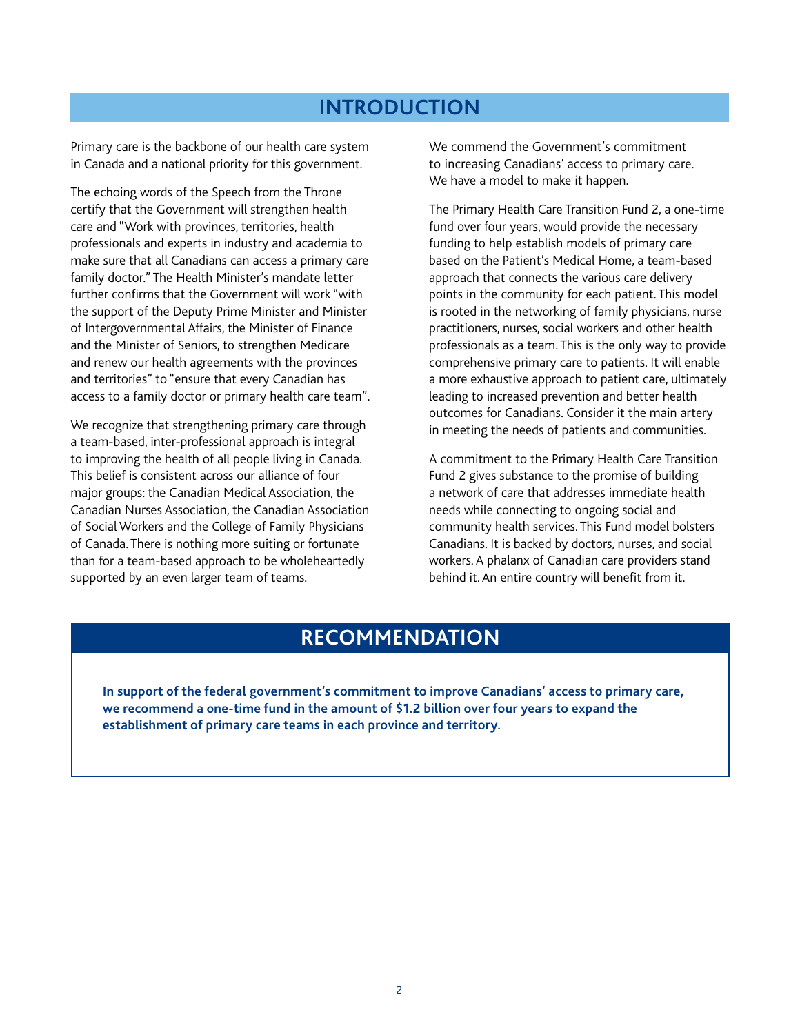## INTRODUCTION

Primary care is the backbone of our health care system in Canada and a national priority for this government.

The echoing words of the Speech from the Throne certify that the Government will strengthen health care and "Work with provinces, territories, health professionals and experts in industry and academia to make sure that all Canadians can access a primary care family doctor." The Health Minister's mandate letter further confirms that the Government will work "with the support of the Deputy Prime Minister and Minister of Intergovernmental Affairs, the Minister of Finance and the Minister of Seniors, to strengthen Medicare and renew our health agreements with the provinces and territories" to "ensure that every Canadian has access to a family doctor or primary health care team".

We recognize that strengthening primary care through a team-based, inter-professional approach is integral to improving the health of all people living in Canada. This belief is consistent across our alliance of four major groups: the Canadian Medical Association, the Canadian Nurses Association, the Canadian Association of Social Workers and the College of Family Physicians of Canada. There is nothing more suiting or fortunate than for a team-based approach to be wholeheartedly supported by an even larger team of teams.

We commend the Government's commitment to increasing Canadians' access to primary care. We have a model to make it happen.

The Primary Health Care Transition Fund 2, a one-time fund over four years, would provide the necessary funding to help establish models of primary care based on the Patient's Medical Home, a team-based approach that connects the various care delivery points in the community for each patient. This model is rooted in the networking of family physicians, nurse practitioners, nurses, social workers and other health professionals as a team. This is the only way to provide comprehensive primary care to patients. It will enable a more exhaustive approach to patient care, ultimately leading to increased prevention and better health outcomes for Canadians. Consider it the main artery in meeting the needs of patients and communities.

A commitment to the Primary Health Care Transition Fund 2 gives substance to the promise of building a network of care that addresses immediate health needs while connecting to ongoing social and community health services. This Fund model bolsters Canadians. It is backed by doctors, nurses, and social workers. A phalanx of Canadian care providers stand behind it. An entire country will benefit from it.

## RECOMMENDATION

**In support of the federal government's commitment to improve Canadians' access to primary care, we recommend a one-time fund in the amount of $1.2 billion over four years to expand the establishment of primary care teams in each province and territory.**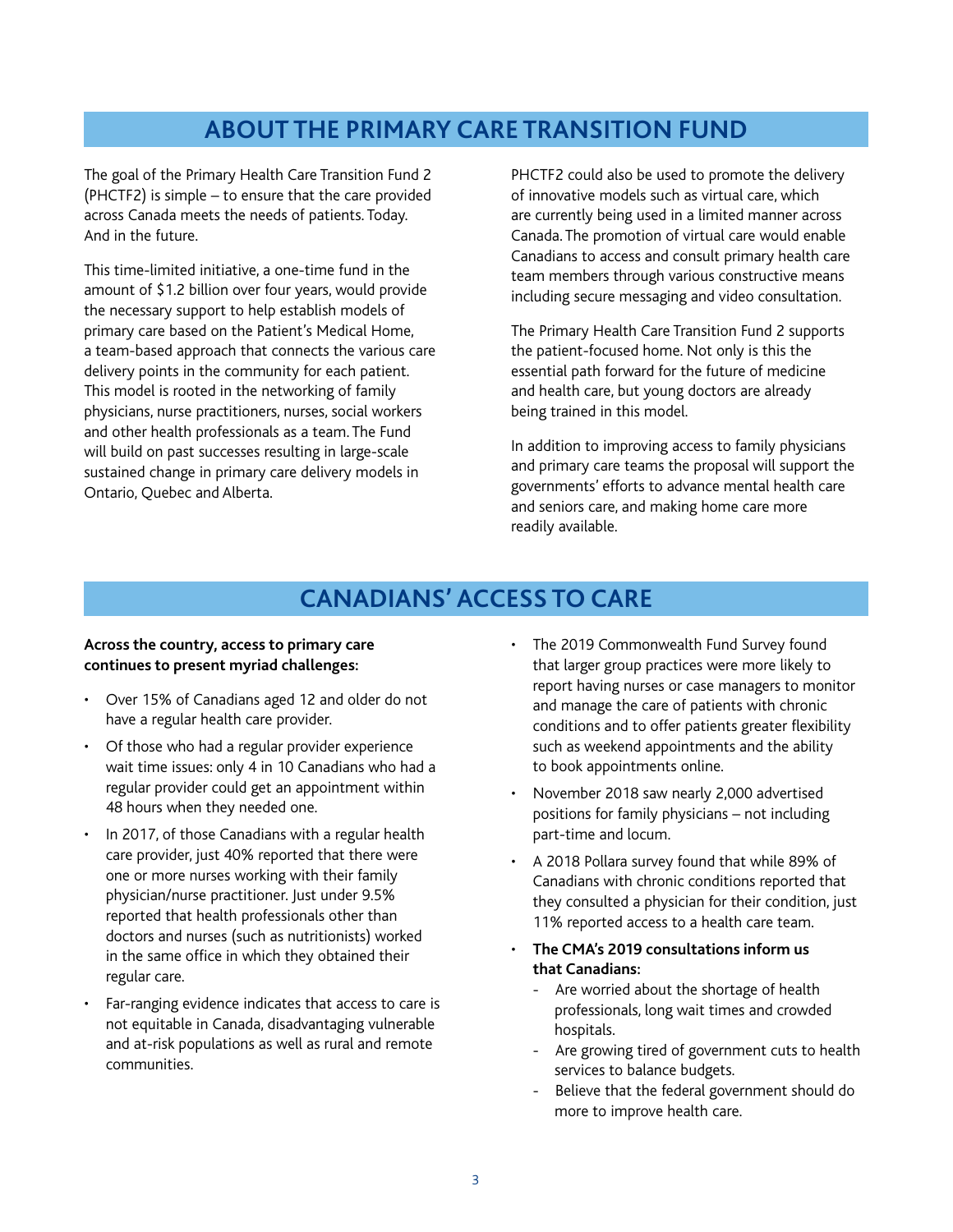## ABOUT THE PRIMARY CARE TRANSITION FUND

The goal of the Primary Health Care Transition Fund 2 (PHCTF2) is simple – to ensure that the care provided across Canada meets the needs of patients. Today. And in the future.

This time-limited initiative, a one-time fund in the amount of $1.2 billion over four years, would provide the necessary support to help establish models of primary care based on the Patient's Medical Home, a team-based approach that connects the various care delivery points in the community for each patient. This model is rooted in the networking of family physicians, nurse practitioners, nurses, social workers and other health professionals as a team. The Fund will build on past successes resulting in large-scale sustained change in primary care delivery models in Ontario, Quebec and Alberta.

PHCTF2 could also be used to promote the delivery of innovative models such as virtual care, which are currently being used in a limited manner across Canada. The promotion of virtual care would enable Canadians to access and consult primary health care team members through various constructive means including secure messaging and video consultation.

The Primary Health Care Transition Fund 2 supports the patient-focused home. Not only is this the essential path forward for the future of medicine and health care, but young doctors are already being trained in this model.

In addition to improving access to family physicians and primary care teams the proposal will support the governments' efforts to advance mental health care and seniors care, and making home care more readily available.

## CANADIANS' ACCESS TO CARE

**Across the country, access to primary care continues to present myriad challenges:**

- Over 15% of Canadians aged 12 and older do not have a regular health care provider.
- Of those who had a regular provider experience wait time issues: only 4 in 10 Canadians who had a regular provider could get an appointment within 48 hours when they needed one.
- In 2017, of those Canadians with a regular health care provider, just 40% reported that there were one or more nurses working with their family physician/nurse practitioner. Just under 9.5% reported that health professionals other than doctors and nurses (such as nutritionists) worked in the same office in which they obtained their regular care.
- Far-ranging evidence indicates that access to care is not equitable in Canada, disadvantaging vulnerable and at-risk populations as well as rural and remote communities.
- The 2019 Commonwealth Fund Survey found that larger group practices were more likely to report having nurses or case managers to monitor and manage the care of patients with chronic conditions and to offer patients greater flexibility such as weekend appointments and the ability to book appointments online.
- November 2018 saw nearly 2,000 advertised positions for family physicians – not including part-time and locum.
- A 2018 Pollara survey found that while 89% of Canadians with chronic conditions reported that they consulted a physician for their condition, just 11% reported access to a health care team.
- **The CMA's 2019 consultations inform us that Canadians:**
  - Are worried about the shortage of health professionals, long wait times and crowded hospitals.
  - Are growing tired of government cuts to health services to balance budgets.
  - Believe that the federal government should do more to improve health care.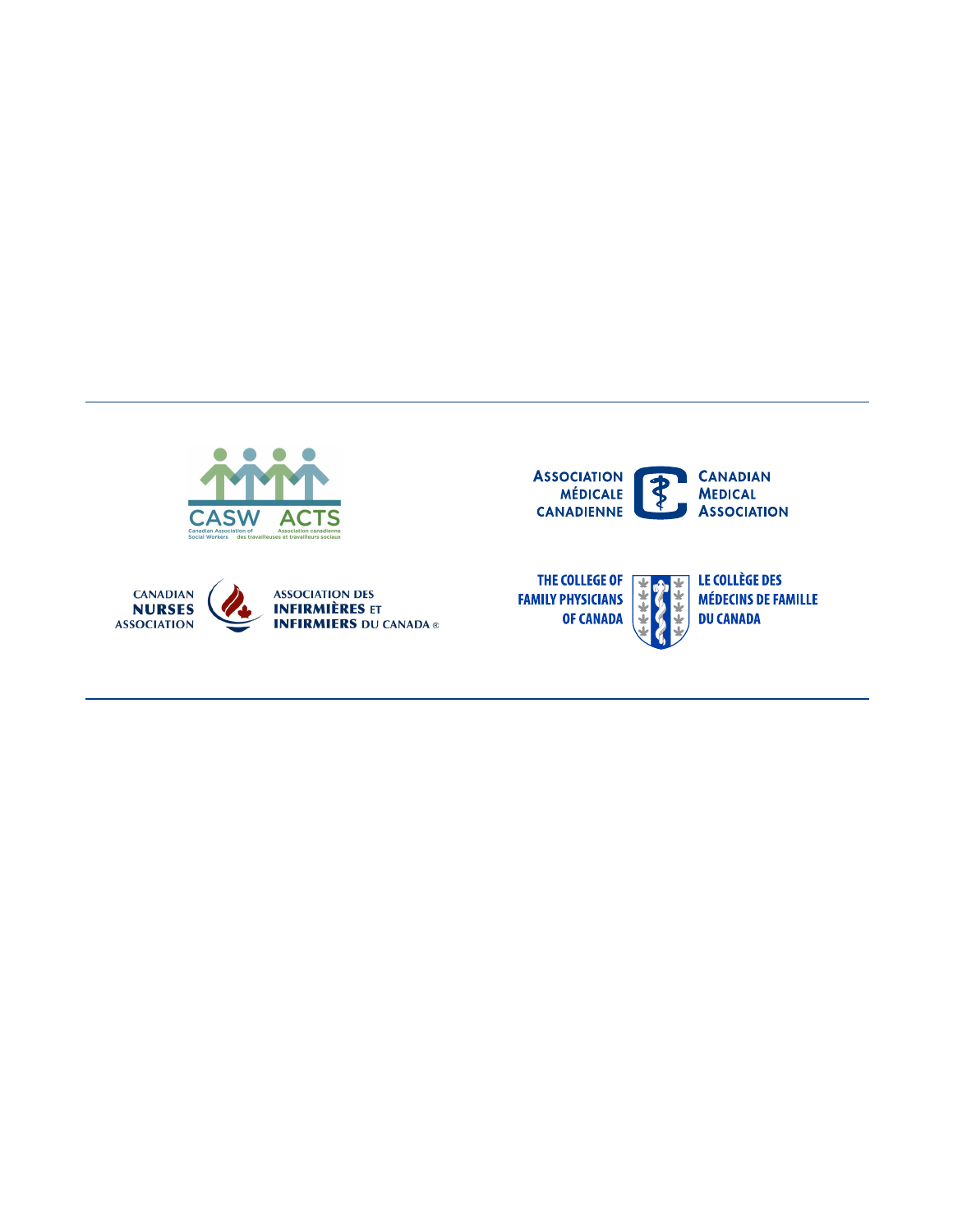CASW ACTS

Canadian Association of Social Workers

Association canadienne des travailleuses et travailleurs sociaux

Association médicale canadienne

Canadian Medical Association

Canadian Nurses Association

Association des infirmières et infirmiers du Canada ®

The College of Family Physicians of Canada

Le Collège des médecins de famille du Canada